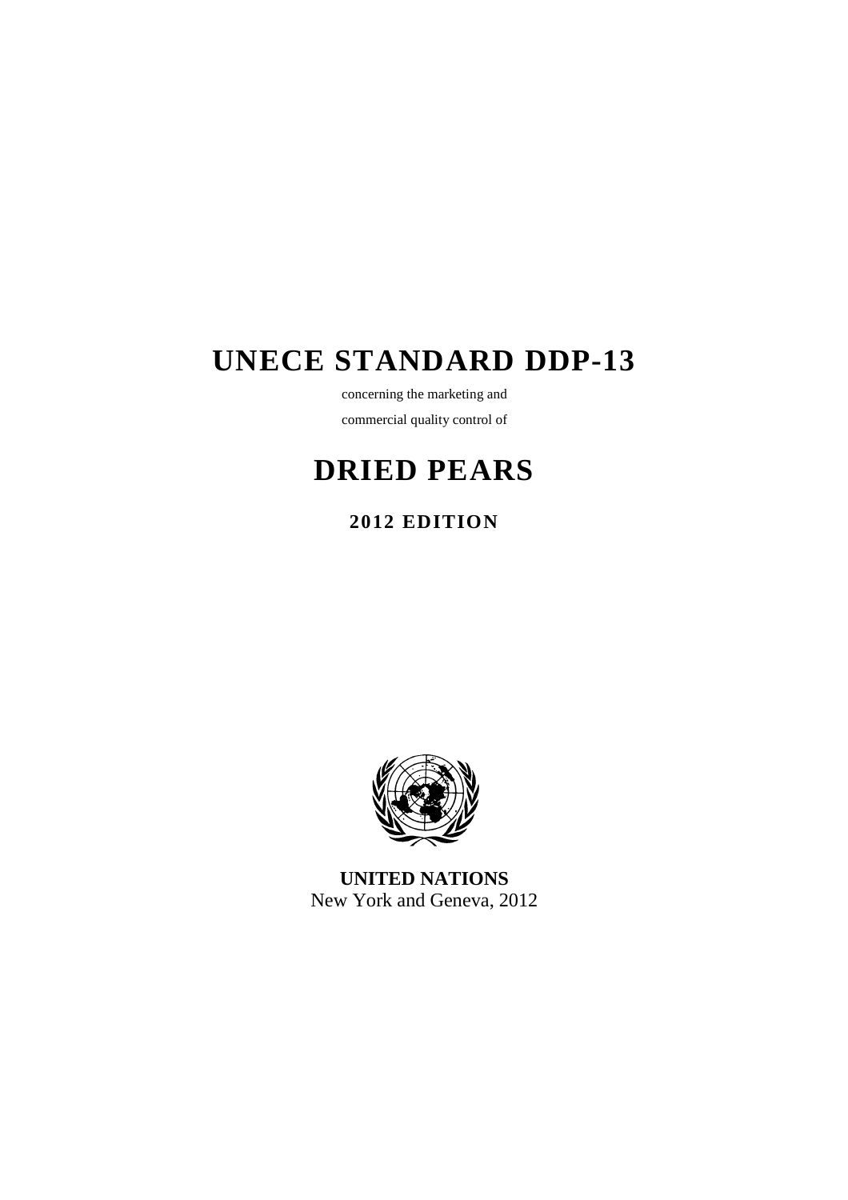# UNECE STANDARD DDP-13

concerning the marketing and

commercial quality control of

# DRIED PEARS

## 2012 EDITION

**UNITED NATIONS**
New York and Geneva, 2012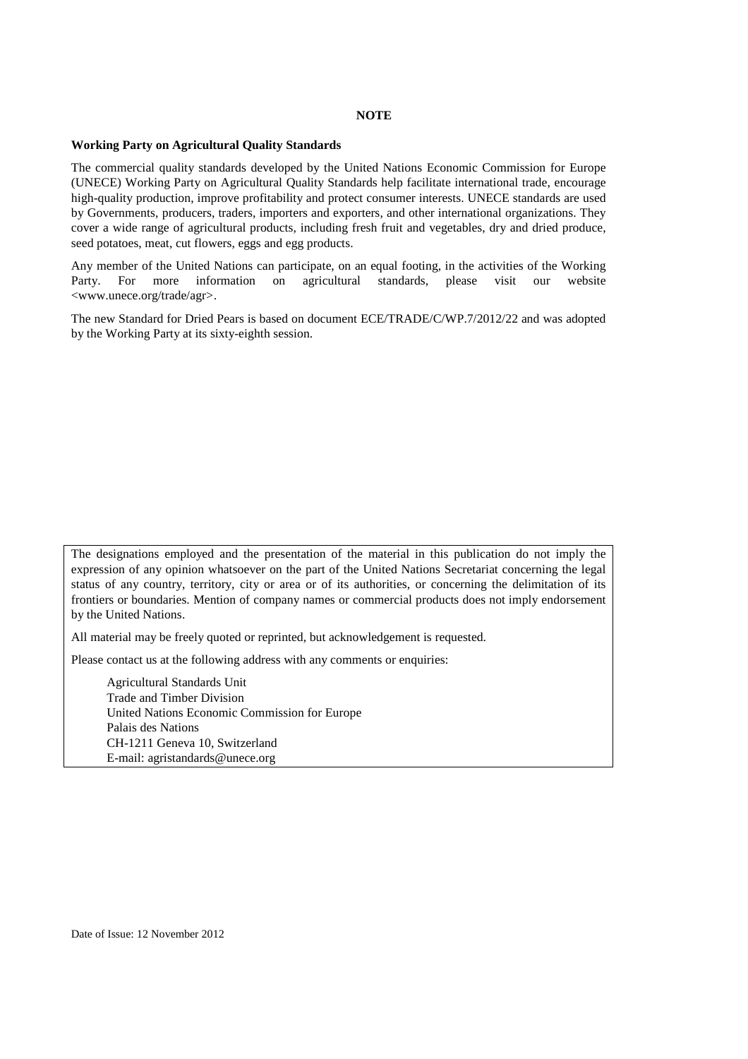**NOTE**

**Working Party on Agricultural Quality Standards**

The commercial quality standards developed by the United Nations Economic Commission for Europe (UNECE) Working Party on Agricultural Quality Standards help facilitate international trade, encourage high-quality production, improve profitability and protect consumer interests. UNECE standards are used by Governments, producers, traders, importers and exporters, and other international organizations. They cover a wide range of agricultural products, including fresh fruit and vegetables, dry and dried produce, seed potatoes, meat, cut flowers, eggs and egg products.

Any member of the United Nations can participate, on an equal footing, in the activities of the Working Party. For more information on agricultural standards, please visit our website <www.unece.org/trade/agr>.

The new Standard for Dried Pears is based on document ECE/TRADE/C/WP.7/2012/22 and was adopted by the Working Party at its sixty-eighth session.

The designations employed and the presentation of the material in this publication do not imply the expression of any opinion whatsoever on the part of the United Nations Secretariat concerning the legal status of any country, territory, city or area or of its authorities, or concerning the delimitation of its frontiers or boundaries. Mention of company names or commercial products does not imply endorsement by the United Nations.

All material may be freely quoted or reprinted, but acknowledgement is requested.

Please contact us at the following address with any comments or enquiries:

Agricultural Standards Unit
Trade and Timber Division
United Nations Economic Commission for Europe
Palais des Nations
CH-1211 Geneva 10, Switzerland
E-mail: agristandards@unece.org

Date of Issue: 12 November 2012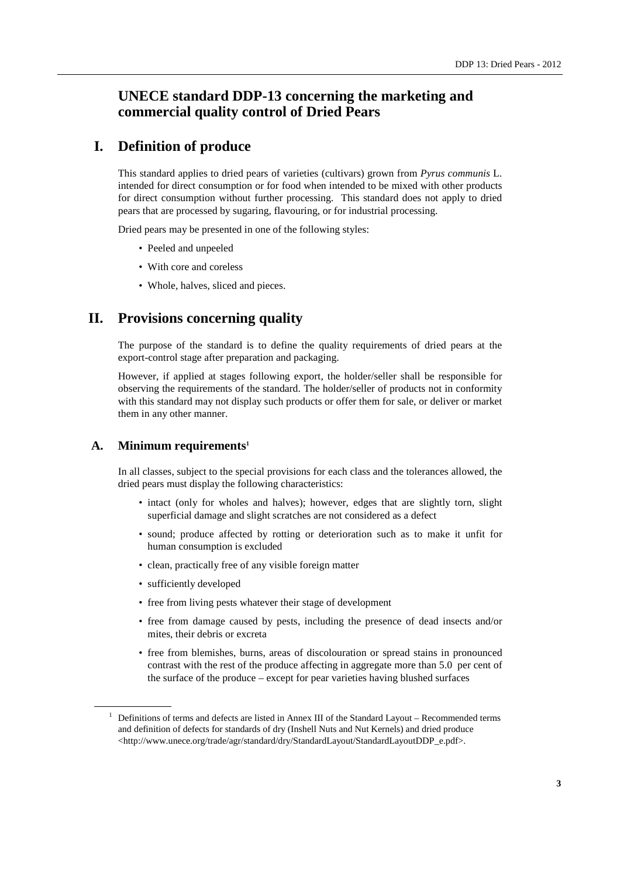# UNECE standard DDP-13 concerning the marketing and commercial quality control of Dried Pears

## I. Definition of produce

This standard applies to dried pears of varieties (cultivars) grown from *Pyrus communis* L. intended for direct consumption or for food when intended to be mixed with other products for direct consumption without further processing. This standard does not apply to dried pears that are processed by sugaring, flavouring, or for industrial processing.

Dried pears may be presented in one of the following styles:

- Peeled and unpeeled
- With core and coreless
- Whole, halves, sliced and pieces.

## II. Provisions concerning quality

The purpose of the standard is to define the quality requirements of dried pears at the export-control stage after preparation and packaging.

However, if applied at stages following export, the holder/seller shall be responsible for observing the requirements of the standard. The holder/seller of products not in conformity with this standard may not display such products or offer them for sale, or deliver or market them in any other manner.

### A. Minimum requirements[1]

In all classes, subject to the special provisions for each class and the tolerances allowed, the dried pears must display the following characteristics:

- intact (only for wholes and halves); however, edges that are slightly torn, slight superficial damage and slight scratches are not considered as a defect
- sound; produce affected by rotting or deterioration such as to make it unfit for human consumption is excluded
- clean, practically free of any visible foreign matter
- sufficiently developed
- free from living pests whatever their stage of development
- free from damage caused by pests, including the presence of dead insects and/or mites, their debris or excreta
- free from blemishes, burns, areas of discolouration or spread stains in pronounced contrast with the rest of the produce affecting in aggregate more than 5.0 per cent of the surface of the produce – except for pear varieties having blushed surfaces

[1] Definitions of terms and defects are listed in Annex III of the Standard Layout – Recommended terms and definition of defects for standards of dry (Inshell Nuts and Nut Kernels) and dried produce <http://www.unece.org/trade/agr/standard/dry/StandardLayout/StandardLayoutDDP_e.pdf>.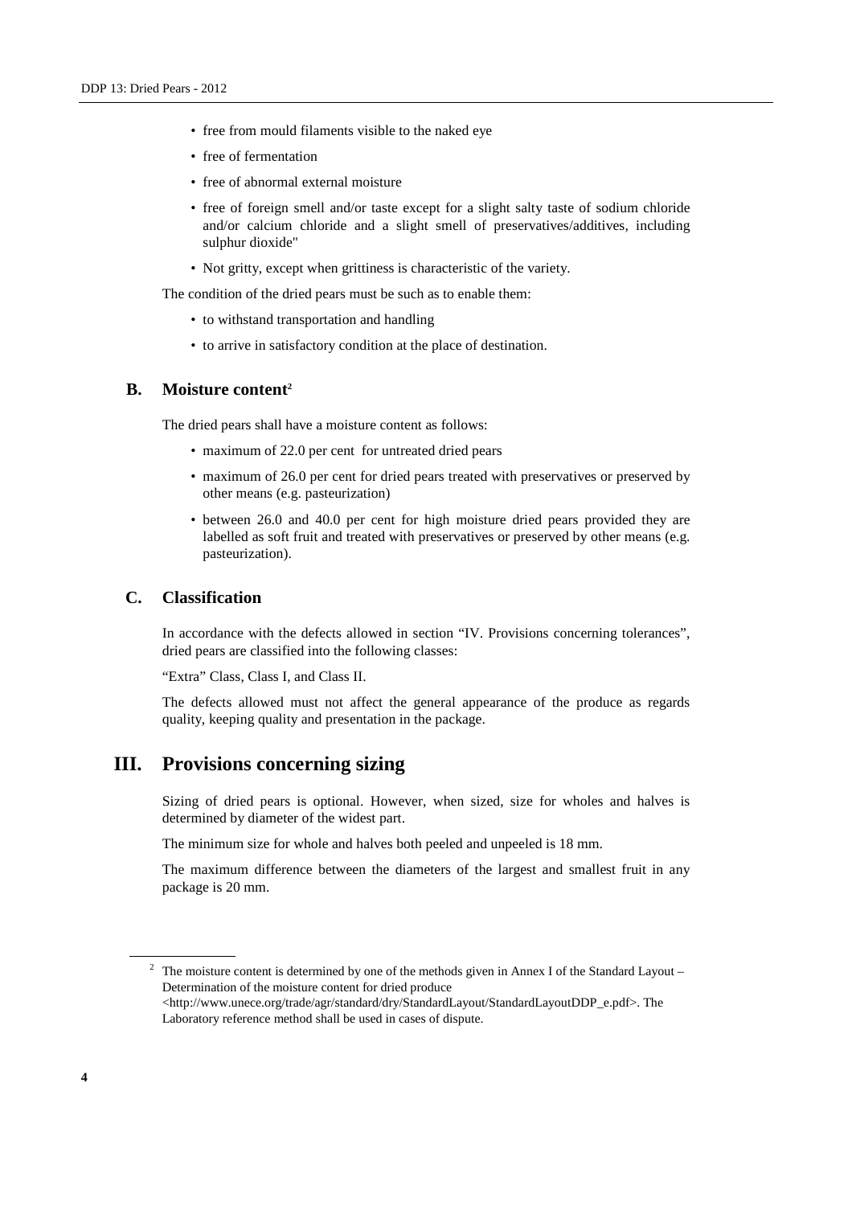- free from mould filaments visible to the naked eye
- free of fermentation
- free of abnormal external moisture
- free of foreign smell and/or taste except for a slight salty taste of sodium chloride and/or calcium chloride and a slight smell of preservatives/additives, including sulphur dioxide"
- Not gritty, except when grittiness is characteristic of the variety.

The condition of the dried pears must be such as to enable them:

- to withstand transportation and handling
- to arrive in satisfactory condition at the place of destination.

### B. Moisture content[2]

The dried pears shall have a moisture content as follows:

- maximum of 22.0 per cent for untreated dried pears
- maximum of 26.0 per cent for dried pears treated with preservatives or preserved by other means (e.g. pasteurization)
- between 26.0 and 40.0 per cent for high moisture dried pears provided they are labelled as soft fruit and treated with preservatives or preserved by other means (e.g. pasteurization).

### C. Classification

In accordance with the defects allowed in section "IV. Provisions concerning tolerances", dried pears are classified into the following classes:

"Extra" Class, Class I, and Class II.

The defects allowed must not affect the general appearance of the produce as regards quality, keeping quality and presentation in the package.

## III. Provisions concerning sizing

Sizing of dried pears is optional. However, when sized, size for wholes and halves is determined by diameter of the widest part.

The minimum size for whole and halves both peeled and unpeeled is 18 mm.

The maximum difference between the diameters of the largest and smallest fruit in any package is 20 mm.

---

[2] The moisture content is determined by one of the methods given in Annex I of the Standard Layout – Determination of the moisture content for dried produce <http://www.unece.org/trade/agr/standard/dry/StandardLayout/StandardLayoutDDP_e.pdf>. The Laboratory reference method shall be used in cases of dispute.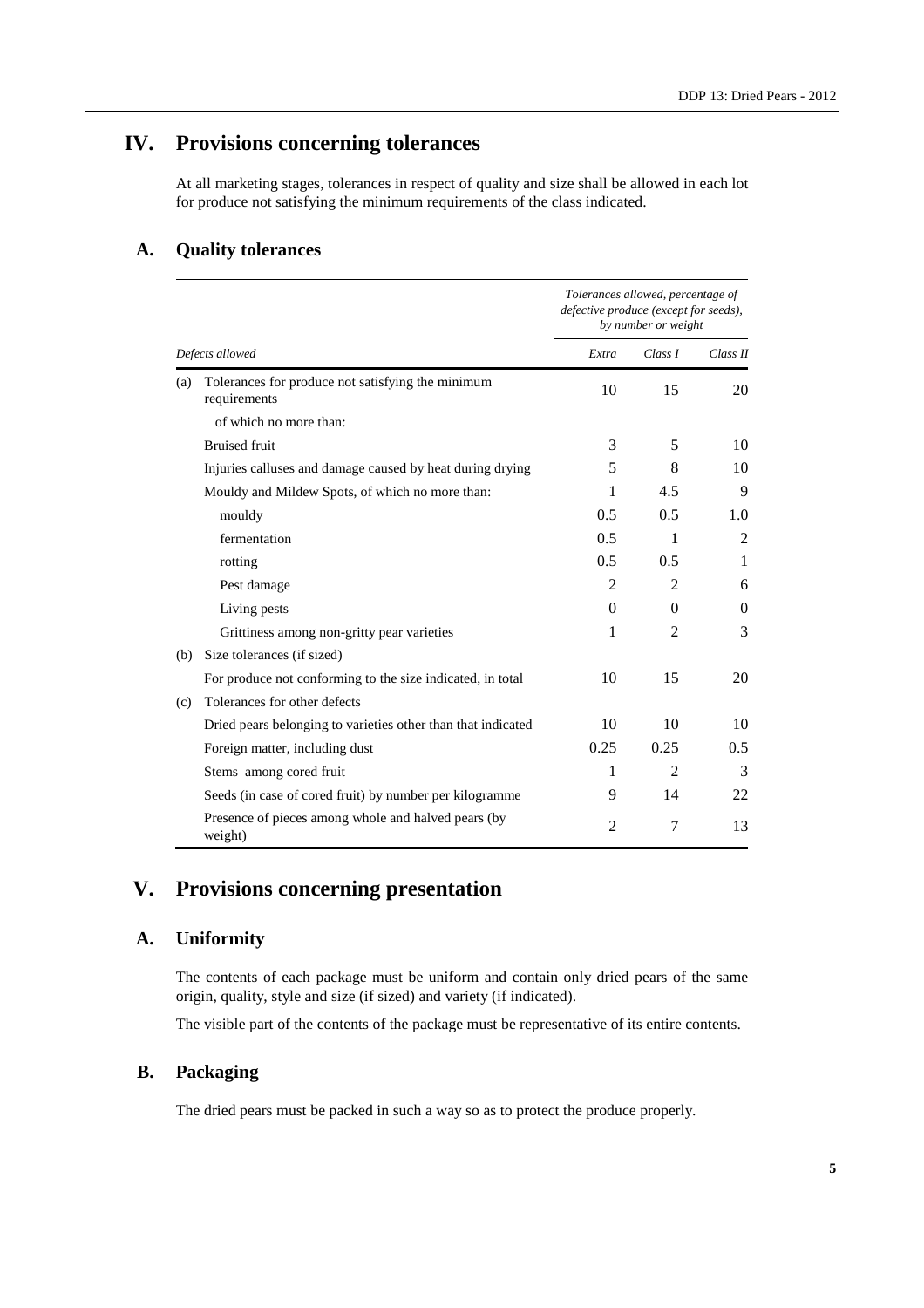# IV. Provisions concerning tolerances

At all marketing stages, tolerances in respect of quality and size shall be allowed in each lot for produce not satisfying the minimum requirements of the class indicated.

## A. Quality tolerances

| | Defects allowed | *Tolerances allowed, percentage of defective produce (except for seeds), by number or weight* | | |
|---|---|---|---|---|
| | | *Extra* | *Class I* | *Class II* |
| (a) | Tolerances for produce not satisfying the minimum requirements | 10 | 15 | 20 |
| | of which no more than: | | | |
| | Bruised fruit | 3 | 5 | 10 |
| | Injuries calluses and damage caused by heat during drying | 5 | 8 | 10 |
| | Mouldy and Mildew Spots, of which no more than: | 1 | 4.5 | 9 |
| | mouldy | 0.5 | 0.5 | 1.0 |
| | fermentation | 0.5 | 1 | 2 |
| | rotting | 0.5 | 0.5 | 1 |
| | Pest damage | 2 | 2 | 6 |
| | Living pests | 0 | 0 | 0 |
| | Grittiness among non-gritty pear varieties | 1 | 2 | 3 |
| (b) | Size tolerances (if sized) | | | |
| | For produce not conforming to the size indicated, in total | 10 | 15 | 20 |
| (c) | Tolerances for other defects | | | |
| | Dried pears belonging to varieties other than that indicated | 10 | 10 | 10 |
| | Foreign matter, including dust | 0.25 | 0.25 | 0.5 |
| | Stems among cored fruit | 1 | 2 | 3 |
| | Seeds (in case of cored fruit) by number per kilogramme | 9 | 14 | 22 |
| | Presence of pieces among whole and halved pears (by weight) | 2 | 7 | 13 |

# V. Provisions concerning presentation

## A. Uniformity

The contents of each package must be uniform and contain only dried pears of the same origin, quality, style and size (if sized) and variety (if indicated).

The visible part of the contents of the package must be representative of its entire contents.

## B. Packaging

The dried pears must be packed in such a way so as to protect the produce properly.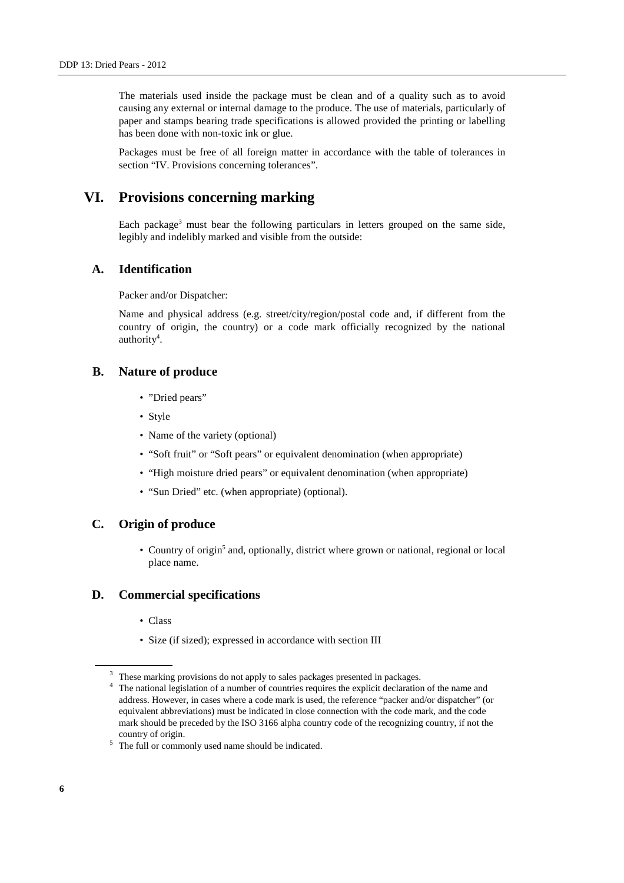The materials used inside the package must be clean and of a quality such as to avoid causing any external or internal damage to the produce. The use of materials, particularly of paper and stamps bearing trade specifications is allowed provided the printing or labelling has been done with non-toxic ink or glue.

Packages must be free of all foreign matter in accordance with the table of tolerances in section "IV. Provisions concerning tolerances".

# VI. Provisions concerning marking

Each package[3] must bear the following particulars in letters grouped on the same side, legibly and indelibly marked and visible from the outside:

## A. Identification

Packer and/or Dispatcher:

Name and physical address (e.g. street/city/region/postal code and, if different from the country of origin, the country) or a code mark officially recognized by the national authority[4].

## B. Nature of produce

- "Dried pears"
- Style
- Name of the variety (optional)
- "Soft fruit" or "Soft pears" or equivalent denomination (when appropriate)
- "High moisture dried pears" or equivalent denomination (when appropriate)
- "Sun Dried" etc. (when appropriate) (optional).

## C. Origin of produce

- Country of origin[5] and, optionally, district where grown or national, regional or local place name.

## D. Commercial specifications

- Class
- Size (if sized); expressed in accordance with section III

---

[3] These marking provisions do not apply to sales packages presented in packages.

[4] The national legislation of a number of countries requires the explicit declaration of the name and address. However, in cases where a code mark is used, the reference "packer and/or dispatcher" (or equivalent abbreviations) must be indicated in close connection with the code mark, and the code mark should be preceded by the ISO 3166 alpha country code of the recognizing country, if not the country of origin.

[5] The full or commonly used name should be indicated.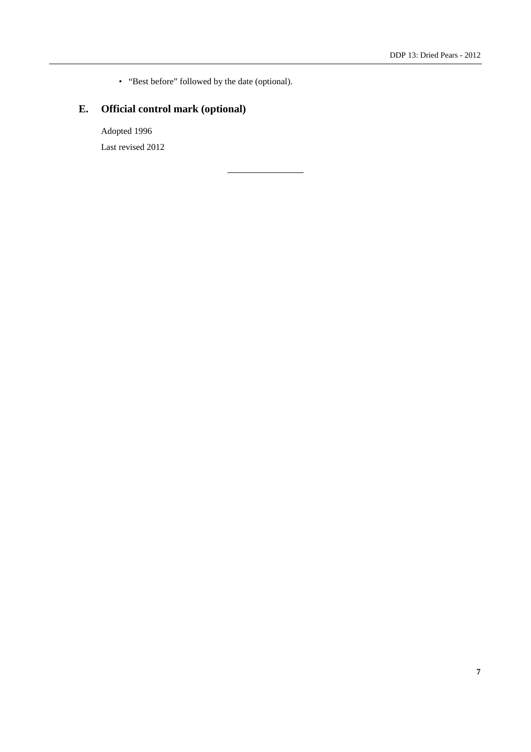- "Best before" followed by the date (optional).

## E. Official control mark (optional)

Adopted 1996

Last revised 2012

---